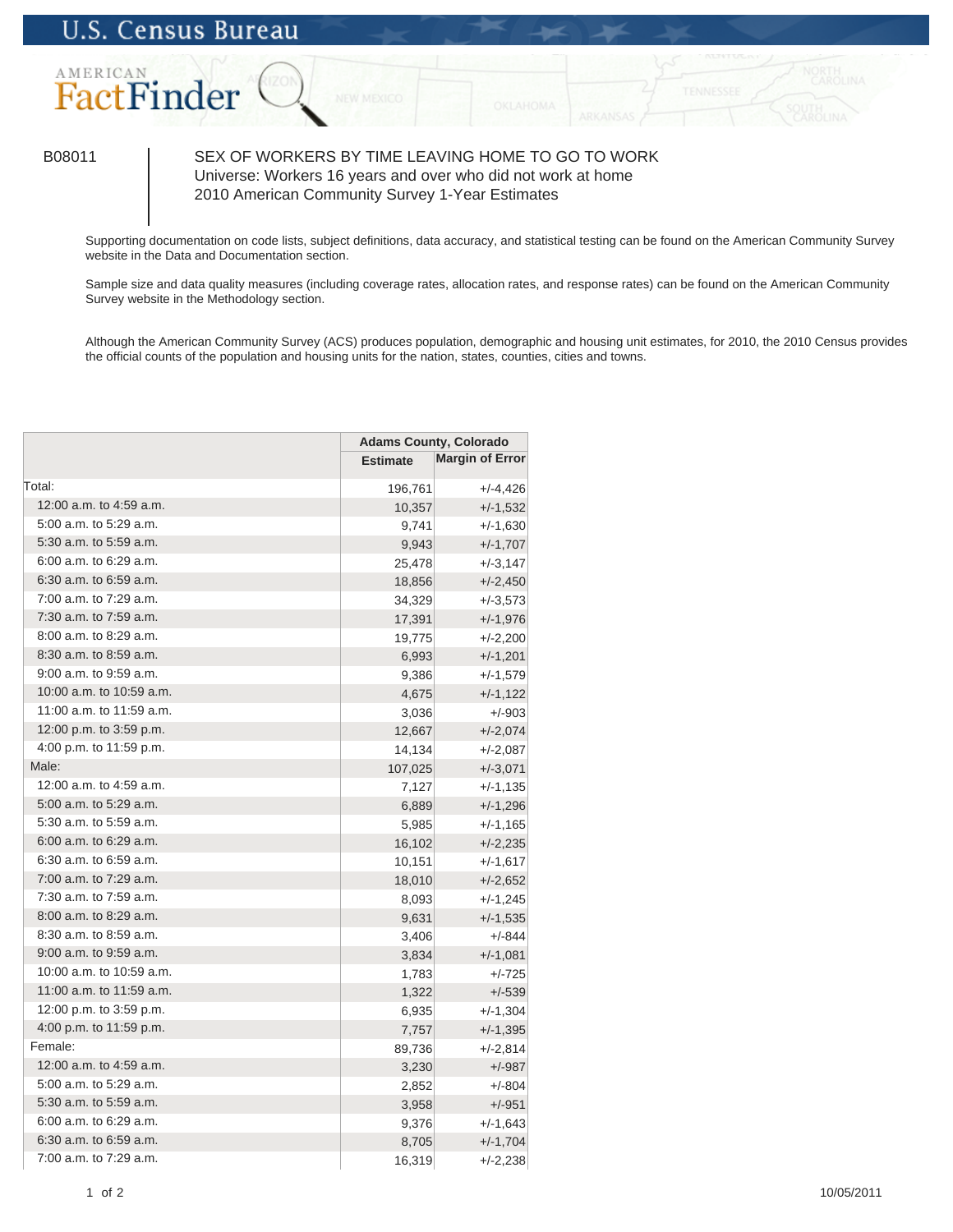U.S. Census Bureau

AMERICAN FactFinder

B08011

SEX OF WORKERS BY TIME LEAVING HOME TO GO TO WORK
Universe: Workers 16 years and over who did not work at home
2010 American Community Survey 1-Year Estimates

Supporting documentation on code lists, subject definitions, data accuracy, and statistical testing can be found on the American Community Survey website in the Data and Documentation section.

Sample size and data quality measures (including coverage rates, allocation rates, and response rates) can be found on the American Community Survey website in the Methodology section.

Although the American Community Survey (ACS) produces population, demographic and housing unit estimates, for 2010, the 2010 Census provides the official counts of the population and housing units for the nation, states, counties, cities and towns.

| | Adams County, Colorado | |
|---|---|---|
| | Estimate | Margin of Error |
| Total: | 196,761 | +/-4,426 |
| 12:00 a.m. to 4:59 a.m. | 10,357 | +/-1,532 |
| 5:00 a.m. to 5:29 a.m. | 9,741 | +/-1,630 |
| 5:30 a.m. to 5:59 a.m. | 9,943 | +/-1,707 |
| 6:00 a.m. to 6:29 a.m. | 25,478 | +/-3,147 |
| 6:30 a.m. to 6:59 a.m. | 18,856 | +/-2,450 |
| 7:00 a.m. to 7:29 a.m. | 34,329 | +/-3,573 |
| 7:30 a.m. to 7:59 a.m. | 17,391 | +/-1,976 |
| 8:00 a.m. to 8:29 a.m. | 19,775 | +/-2,200 |
| 8:30 a.m. to 8:59 a.m. | 6,993 | +/-1,201 |
| 9:00 a.m. to 9:59 a.m. | 9,386 | +/-1,579 |
| 10:00 a.m. to 10:59 a.m. | 4,675 | +/-1,122 |
| 11:00 a.m. to 11:59 a.m. | 3,036 | +/-903 |
| 12:00 p.m. to 3:59 p.m. | 12,667 | +/-2,074 |
| 4:00 p.m. to 11:59 p.m. | 14,134 | +/-2,087 |
| Male: | 107,025 | +/-3,071 |
| 12:00 a.m. to 4:59 a.m. | 7,127 | +/-1,135 |
| 5:00 a.m. to 5:29 a.m. | 6,889 | +/-1,296 |
| 5:30 a.m. to 5:59 a.m. | 5,985 | +/-1,165 |
| 6:00 a.m. to 6:29 a.m. | 16,102 | +/-2,235 |
| 6:30 a.m. to 6:59 a.m. | 10,151 | +/-1,617 |
| 7:00 a.m. to 7:29 a.m. | 18,010 | +/-2,652 |
| 7:30 a.m. to 7:59 a.m. | 8,093 | +/-1,245 |
| 8:00 a.m. to 8:29 a.m. | 9,631 | +/-1,535 |
| 8:30 a.m. to 8:59 a.m. | 3,406 | +/-844 |
| 9:00 a.m. to 9:59 a.m. | 3,834 | +/-1,081 |
| 10:00 a.m. to 10:59 a.m. | 1,783 | +/-725 |
| 11:00 a.m. to 11:59 a.m. | 1,322 | +/-539 |
| 12:00 p.m. to 3:59 p.m. | 6,935 | +/-1,304 |
| 4:00 p.m. to 11:59 p.m. | 7,757 | +/-1,395 |
| Female: | 89,736 | +/-2,814 |
| 12:00 a.m. to 4:59 a.m. | 3,230 | +/-987 |
| 5:00 a.m. to 5:29 a.m. | 2,852 | +/-804 |
| 5:30 a.m. to 5:59 a.m. | 3,958 | +/-951 |
| 6:00 a.m. to 6:29 a.m. | 9,376 | +/-1,643 |
| 6:30 a.m. to 6:59 a.m. | 8,705 | +/-1,704 |
| 7:00 a.m. to 7:29 a.m. | 16,319 | +/-2,238 |

10/05/2011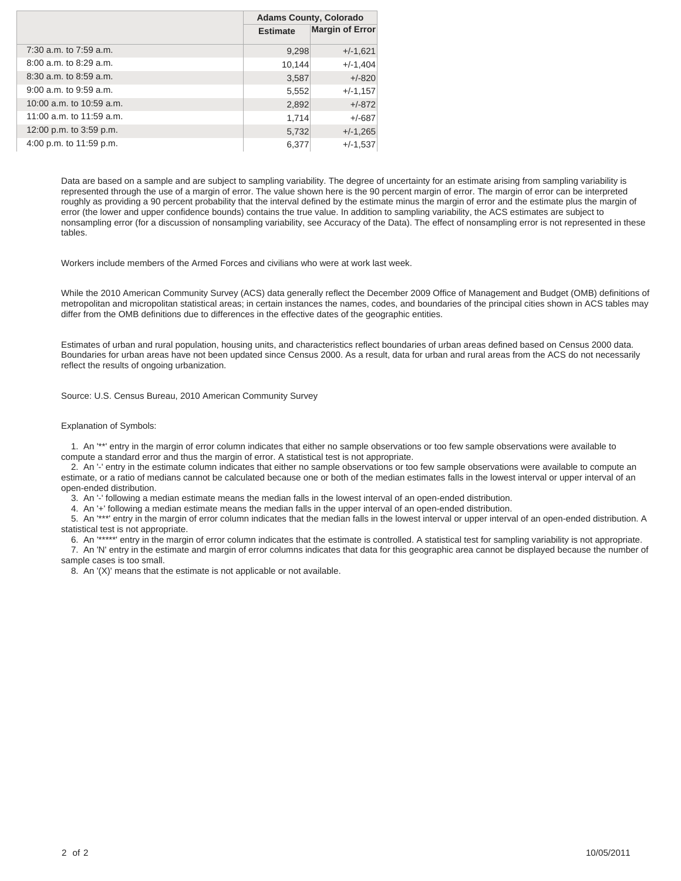| | Adams County, Colorado | |
|---|---|---|
| | Estimate | Margin of Error |
| 7:30 a.m. to 7:59 a.m. | 9,298 | +/-1,621 |
| 8:00 a.m. to 8:29 a.m. | 10,144 | +/-1,404 |
| 8:30 a.m. to 8:59 a.m. | 3,587 | +/-820 |
| 9:00 a.m. to 9:59 a.m. | 5,552 | +/-1,157 |
| 10:00 a.m. to 10:59 a.m. | 2,892 | +/-872 |
| 11:00 a.m. to 11:59 a.m. | 1,714 | +/-687 |
| 12:00 p.m. to 3:59 p.m. | 5,732 | +/-1,265 |
| 4:00 p.m. to 11:59 p.m. | 6,377 | +/-1,537 |

Data are based on a sample and are subject to sampling variability. The degree of uncertainty for an estimate arising from sampling variability is represented through the use of a margin of error. The value shown here is the 90 percent margin of error. The margin of error can be interpreted roughly as providing a 90 percent probability that the interval defined by the estimate minus the margin of error and the estimate plus the margin of error (the lower and upper confidence bounds) contains the true value. In addition to sampling variability, the ACS estimates are subject to nonsampling error (for a discussion of nonsampling variability, see Accuracy of the Data). The effect of nonsampling error is not represented in these tables.

Workers include members of the Armed Forces and civilians who were at work last week.

While the 2010 American Community Survey (ACS) data generally reflect the December 2009 Office of Management and Budget (OMB) definitions of metropolitan and micropolitan statistical areas; in certain instances the names, codes, and boundaries of the principal cities shown in ACS tables may differ from the OMB definitions due to differences in the effective dates of the geographic entities.

Estimates of urban and rural population, housing units, and characteristics reflect boundaries of urban areas defined based on Census 2000 data. Boundaries for urban areas have not been updated since Census 2000. As a result, data for urban and rural areas from the ACS do not necessarily reflect the results of ongoing urbanization.

Source: U.S. Census Bureau, 2010 American Community Survey

Explanation of Symbols:

1. An '**' entry in the margin of error column indicates that either no sample observations or too few sample observations were available to compute a standard error and thus the margin of error. A statistical test is not appropriate.
2. An '-' entry in the estimate column indicates that either no sample observations or too few sample observations were available to compute an estimate, or a ratio of medians cannot be calculated because one or both of the median estimates falls in the lowest interval or upper interval of an open-ended distribution.
3. An '-' following a median estimate means the median falls in the lowest interval of an open-ended distribution.
4. An '+' following a median estimate means the median falls in the upper interval of an open-ended distribution.
5. An '***' entry in the margin of error column indicates that the median falls in the lowest interval or upper interval of an open-ended distribution. A statistical test is not appropriate.
6. An '*****' entry in the margin of error column indicates that the estimate is controlled. A statistical test for sampling variability is not appropriate.
7. An 'N' entry in the estimate and margin of error columns indicates that data for this geographic area cannot be displayed because the number of sample cases is too small.
8. An '(X)' means that the estimate is not applicable or not available.

10/05/2011